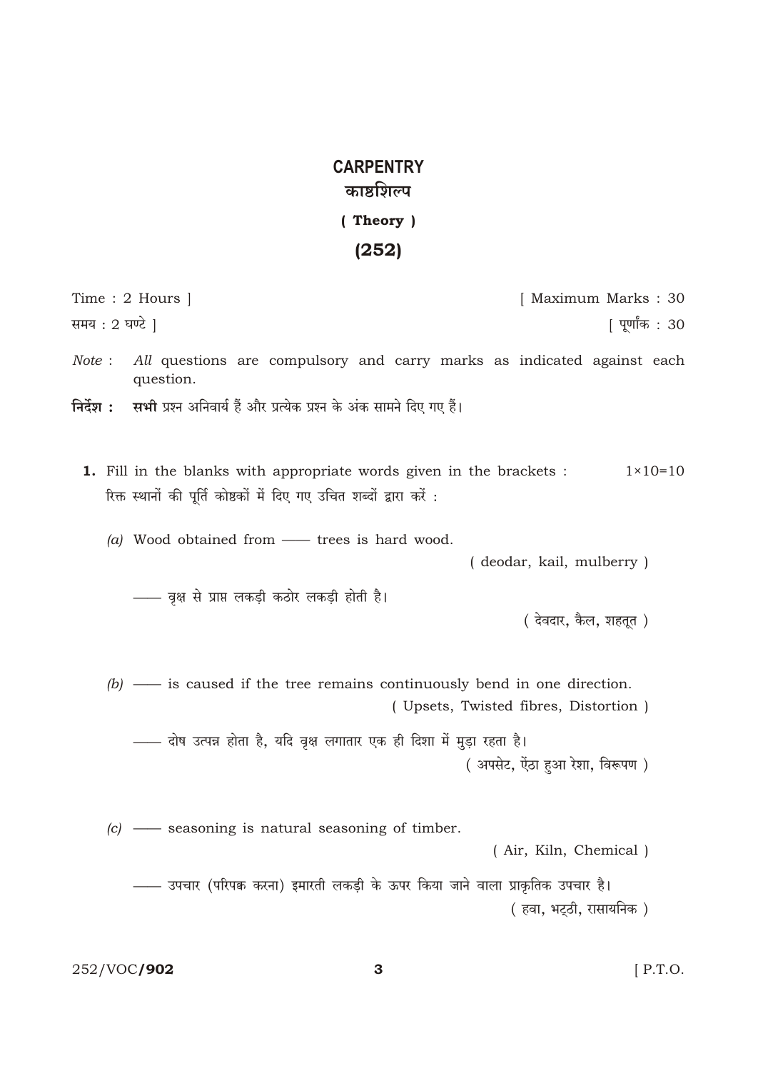# CARPENTRY

## काष्ठशिल्प

### ( Theory )

### (252)

Time : 2 Hours ] [ Maximum Marks : 30

समय : 2 घण्टे ] [ पूर्णांक : 30

*Note* : **All** questions are compulsory and carry marks as indicated against each question.

**निर्देश :** **सभी** प्रश्न अनिवार्य हैं और प्रत्येक प्रश्न के अंक सामने दिए गए हैं।

**1.** Fill in the blanks with appropriate words given in the brackets : $1 \times 10 = 10$

रिक्त स्थानों की पूर्ति कोष्ठकों में दिए गए उचित शब्दों द्वारा करें :

*(a)* Wood obtained from —— trees is hard wood.

( deodar, kail, mulberry )

—— वृक्ष से प्राप्त लकड़ी कठोर लकड़ी होती है।

( देवदार, कैल, शहतूत )

*(b)* —— is caused if the tree remains continuously bend in one direction.

( Upsets, Twisted fibres, Distortion )

—— दोष उत्पन्न होता है, यदि वृक्ष लगातार एक ही दिशा में मुड़ा रहता है।

( अपसेट, ऐंठा हुआ रेशा, विरूपण )

*(c)* —— seasoning is natural seasoning of timber.

( Air, Kiln, Chemical )

—— उपचार (परिपक्व करना) इमारती लकड़ी के ऊपर किया जाने वाला प्राकृतिक उपचार है।

( हवा, भट्ठी, रासायनिक )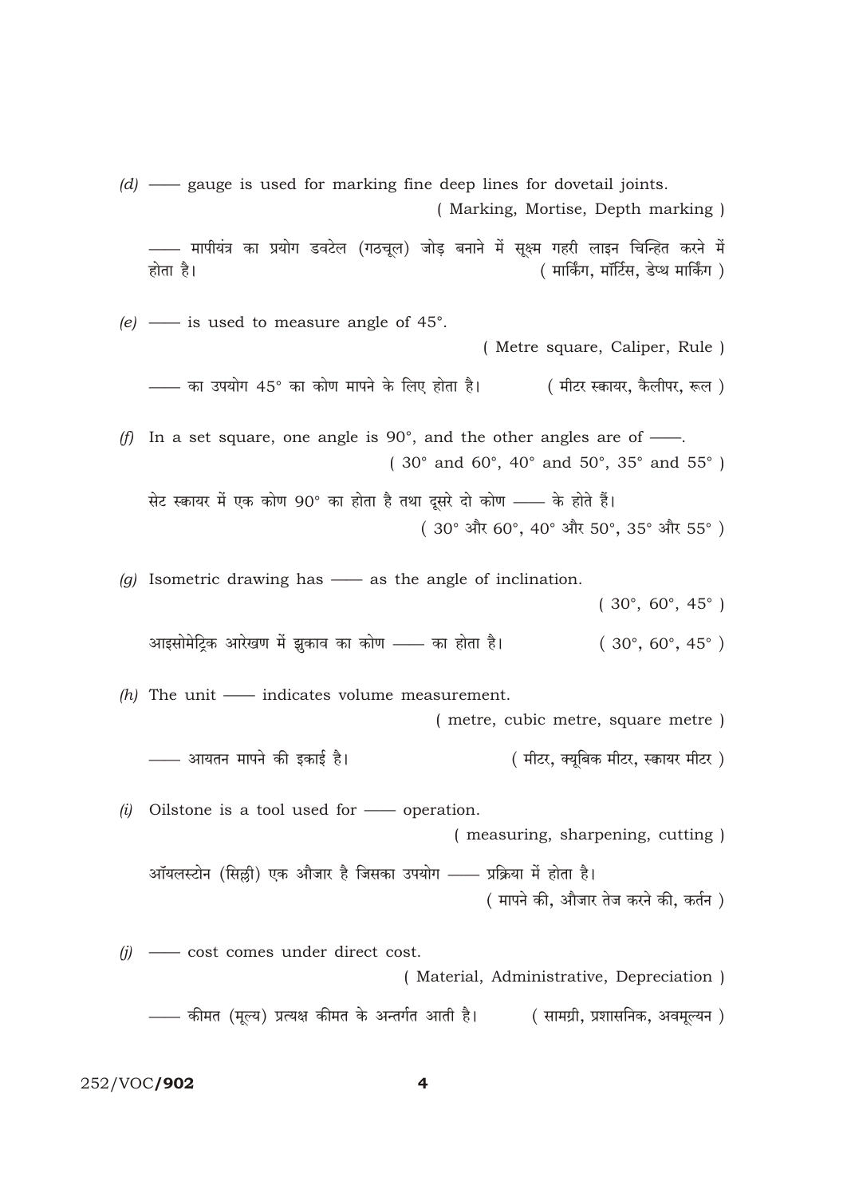(d) —— gauge is used for marking fine deep lines for dovetail joints.

( Marking, Mortise, Depth marking )

—— मापीयंत्र का प्रयोग डवटेल (गठचूल) जोड़ बनाने में सूक्ष्म गहरी लाइन चिन्हित करने में होता है। ( मार्किंग, मॉर्टिस, डेप्थ मार्किंग )

(e) —— is used to measure angle of 45°.

( Metre square, Caliper, Rule )

—— का उपयोग 45° का कोण मापने के लिए होता है। ( मीटर स्कायर, कैलीपर, रूल )

(f) In a set square, one angle is 90°, and the other angles are of ——.

( 30° and 60°, 40° and 50°, 35° and 55° )

सेट स्कायर में एक कोण 90° का होता है तथा दूसरे दो कोण —— के होते हैं।

( 30° और 60°, 40° और 50°, 35° और 55° )

(g) Isometric drawing has —— as the angle of inclination.

( 30°, 60°, 45° )

आइसोमेट्रिक आरेखण में झुकाव का कोण —— का होता है। ( 30°, 60°, 45° )

(h) The unit —— indicates volume measurement.

( metre, cubic metre, square metre )

—— आयतन मापने की इकाई है। ( मीटर, क्यूबिक मीटर, स्कायर मीटर )

(i) Oilstone is a tool used for —— operation.

( measuring, sharpening, cutting )

ऑयलस्टोन (सिल्ली) एक औजार है जिसका उपयोग —— प्रक्रिया में होता है।

( मापने की, औजार तेज करने की, कर्तन )

(j) —— cost comes under direct cost.

( Material, Administrative, Depreciation )

—— कीमत (मूल्य) प्रत्यक्ष कीमत के अन्तर्गत आती है। ( सामग्री, प्रशासनिक, अवमूल्यन )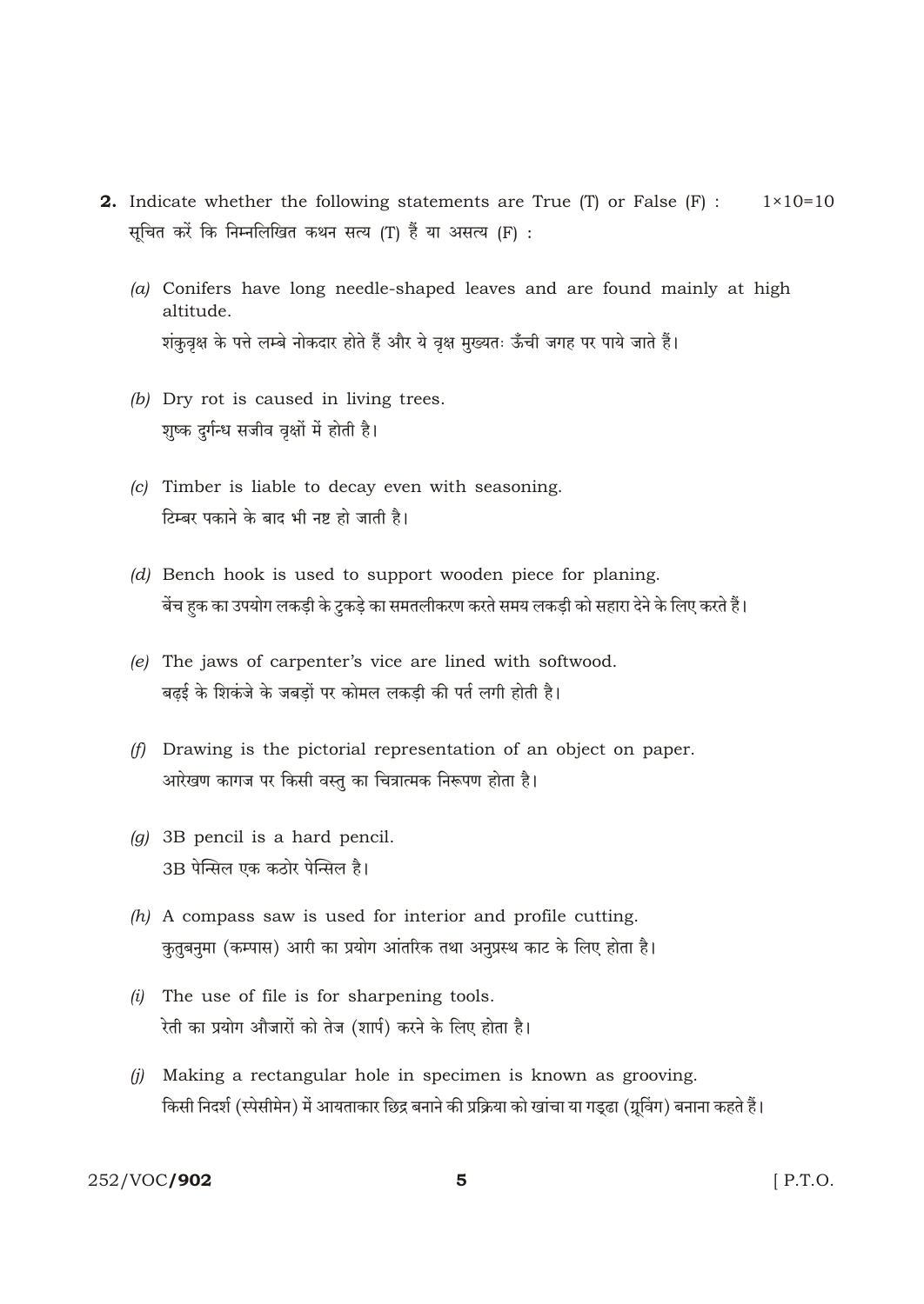**2.** Indicate whether the following statements are True (T) or False (F) : $1 \times 10 = 10$

सूचित करें कि निम्नलिखित कथन सत्य (T) हैं या असत्य (F) :

*(a)* Conifers have long needle-shaped leaves and are found mainly at high altitude.

शंकुवृक्ष के पत्ते लम्बे नोकदार होते हैं और ये वृक्ष मुख्यतः ऊँची जगह पर पाये जाते हैं।

*(b)* Dry rot is caused in living trees.

शुष्क दुर्गन्ध सजीव वृक्षों में होती है।

*(c)* Timber is liable to decay even with seasoning.

टिम्बर पकाने के बाद भी नष्ट हो जाती है।

*(d)* Bench hook is used to support wooden piece for planing.

बेंच हुक का उपयोग लकड़ी के टुकड़े का समतलीकरण करते समय लकड़ी को सहारा देने के लिए करते हैं।

*(e)* The jaws of carpenter's vice are lined with softwood.

बढ़ई के शिकंजे के जबड़ों पर कोमल लकड़ी की पर्त लगी होती है।

*(f)* Drawing is the pictorial representation of an object on paper.

आरेखण कागज पर किसी वस्तु का चित्रात्मक निरूपण होता है।

*(g)* 3B pencil is a hard pencil.

3B पेन्सिल एक कठोर पेन्सिल है।

*(h)* A compass saw is used for interior and profile cutting.

कुतुबनुमा (कम्पास) आरी का प्रयोग आंतरिक तथा अनुप्रस्थ काट के लिए होता है।

*(i)* The use of file is for sharpening tools.

रेती का प्रयोग औजारों को तेज (शार्प) करने के लिए होता है।

*(j)* Making a rectangular hole in specimen is known as grooving.

किसी निदर्श (स्पेसीमेन) में आयताकार छिद्र बनाने की प्रक्रिया को खांचा या गड्ढा (ग्रूविंग) बनाना कहते हैं।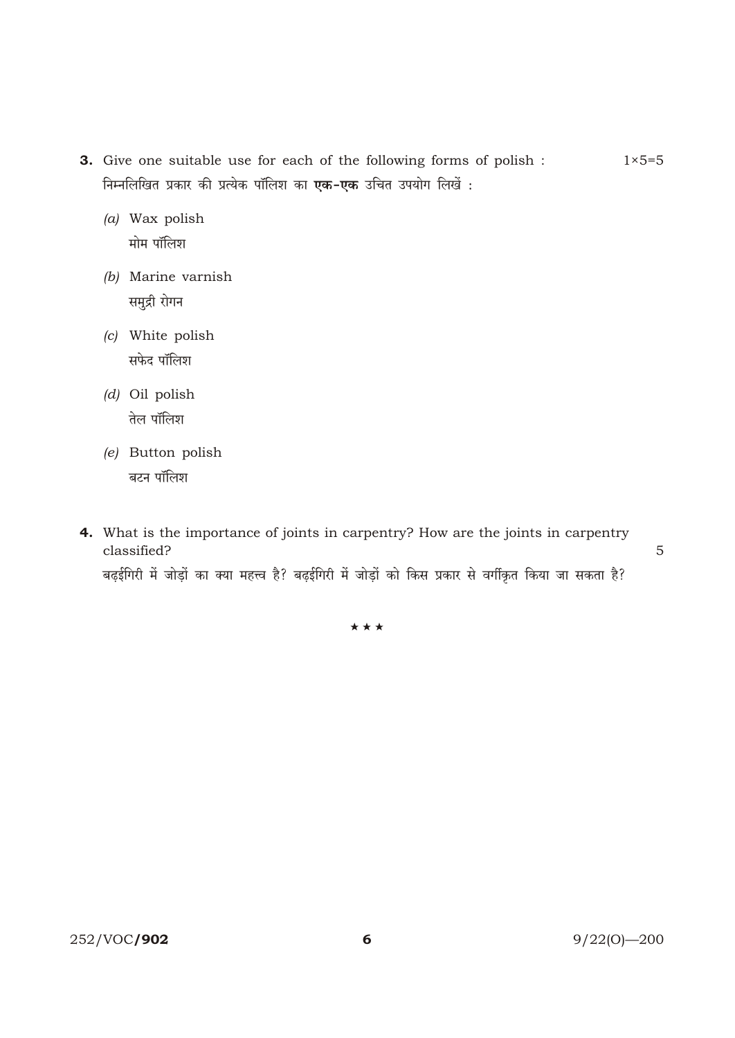**3.** Give one suitable use for each of the following forms of polish : 1×5=5

निम्नलिखित प्रकार की प्रत्येक पॉलिश का **एक-एक** उचित उपयोग लिखें :

*(a)* Wax polish
मोम पॉलिश

*(b)* Marine varnish
समुद्री रोगन

*(c)* White polish
सफेद पॉलिश

*(d)* Oil polish
तेल पॉलिश

*(e)* Button polish
बटन पॉलिश

**4.** What is the importance of joints in carpentry? How are the joints in carpentry classified? 5

बढ़ईगिरी में जोड़ों का क्या महत्त्व है? बढ़ईगिरी में जोड़ों को किस प्रकार से वर्गीकृत किया जा सकता है?

★ ★ ★